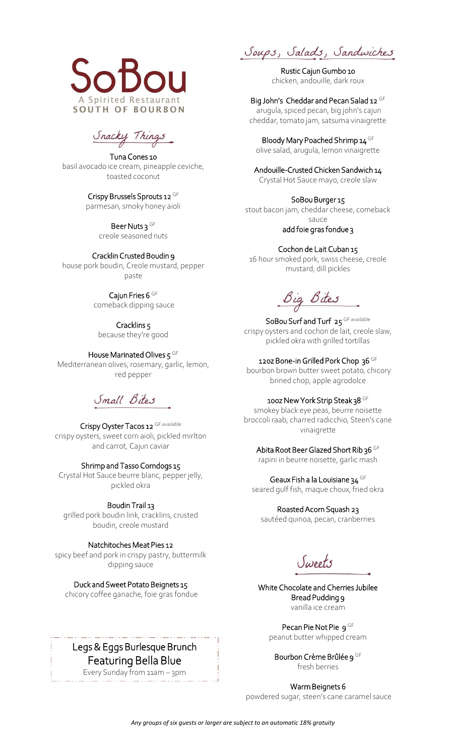# SoBou

A Spirited Restaurant
SOUTH OF BOURBON

## Snacky Things

**Tuna Cones 10**
basil avocado ice cream, pineapple ceviche, toasted coconut

**Crispy Brussels Sprouts 12** GF
parmesan, smoky honey aioli

**Beer Nuts 3** GF
creole seasoned nuts

**Cracklin Crusted Boudin 9**
house pork boudin, Creole mustard, pepper paste

**Cajun Fries 6** GF
comeback dipping sauce

**Cracklins 5**
because they're good

**House Marinated Olives 5** GF
Mediterranean olives, rosemary, garlic, lemon, red pepper

## Small Bites

**Crispy Oyster Tacos 12** GF available
crispy oysters, sweet corn aioli, pickled mirlton and carrot, Cajun caviar

**Shrimp and Tasso Corndogs 15**
Crystal Hot Sauce beurre blanc, pepper jelly, pickled okra

**Boudin Trail 13**
grilled pork boudin link, cracklins, crusted boudin, creole mustard

**Natchitoches Meat Pies 12**
spicy beef and pork in crispy pastry, buttermilk dipping sauce

**Duck and Sweet Potato Beignets 15**
chicory coffee ganache, foie gras fondue

Legs & Eggs Burlesque Brunch
Featuring Bella Blue
Every Sunday from 11am – 3pm

## Soups, Salads, Sandwiches

**Rustic Cajun Gumbo 10**
chicken, andouille, dark roux

**Big John's Cheddar and Pecan Salad 12** GF
arugula, spiced pecan, big john's cajun cheddar, tomato jam, satsuma vinaigrette

**Bloody Mary Poached Shrimp 14** GF
olive salad, arugula, lemon vinaigrette

**Andouille-Crusted Chicken Sandwich 14**
Crystal Hot Sauce mayo, creole slaw

**SoBou Burger 15**
stout bacon jam, cheddar cheese, comeback sauce
**add foie gras fondue 3**

**Cochon de Lait Cuban 15**
16 hour smoked pork, swiss cheese, creole mustard, dill pickles

## Big Bites

**SoBou Surf and Turf 25** GF available
crispy oysters and cochon de lait, creole slaw, pickled okra with grilled tortillas

**12oz Bone-in Grilled Pork Chop 36** GF
bourbon brown butter sweet potato, chicory brined chop, apple agrodolce

**10oz New York Strip Steak 38** GF
smokey black eye peas, beurre noisette broccoli raab, charred radicchio, Steen's cane vinaigrette

**Abita Root Beer Glazed Short Rib 36** GF
rapini in beurre noisette, garlic mash

**Geaux Fish a la Louisiane 34** GF
seared gulf fish, maque choux, fried okra

**Roasted Acorn Squash 23**
sautéed quinoa, pecan, cranberries

## Sweets

**White Chocolate and Cherries Jubilee Bread Pudding 9**
vanilla ice cream

**Pecan Pie Not Pie 9** GF
peanut butter whipped cream

**Bourbon Crème Brûlée 9** GF
fresh berries

**Warm Beignets 6**
powdered sugar, steen's cane caramel sauce

*Any groups of six guests or larger are subject to an automatic 18% gratuity*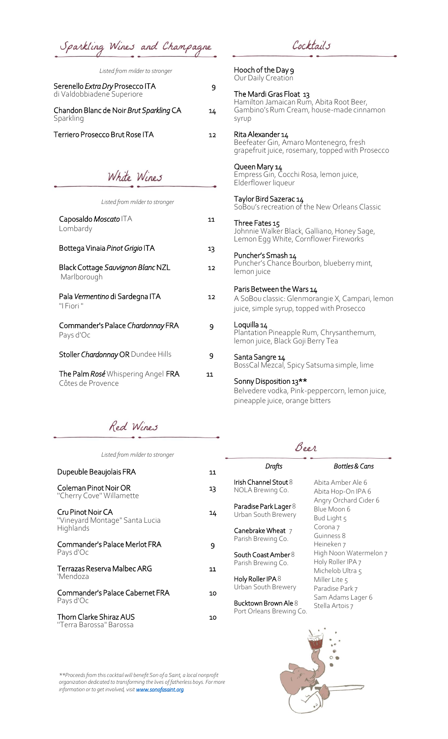## Sparkling Wines and Champagne

*Listed from milder to stronger*

| | |
|---|---|
| Serenello *Extra Dry* Prosecco ITA di Valdobbiadene Superiore | 9 |
| Chandon Blanc de Noir *Brut Sparkling* CA Sparkling | 14 |
| Terriero Prosecco Brut Rose ITA | 12 |

## White Wines

*Listed from milder to stronger*

| | |
|---|---|
| Caposaldo *Moscato* ITA Lombardy | 11 |
| Bottega Vinaia *Pinot Grigio* ITA | 13 |
| Black Cottage *Sauvignon Blanc* NZL Marlborough | 12 |
| Pala *Vermentino* di Sardegna ITA "I Fiori " | 12 |
| Commander's Palace *Chardonnay* FRA Pays d'Oc | 9 |
| Stoller *Chardonnay* OR Dundee Hills | 9 |
| The Palm *Rosé* Whispering Angel FRA Côtes de Provence | 11 |

## Red Wines

*Listed from milder to stronger*

| | |
|---|---|
| Dupeuble Beaujolais FRA | 11 |
| Coleman Pinot Noir OR "Cherry Cove" Willamette | 13 |
| Cru Pinot Noir CA "Vineyard Montage" Santa Lucia Highlands | 14 |
| Commander's Palace Merlot FRA Pays d'Oc | 9 |
| Terrazas Reserva Malbec ARG 'Mendoza | 11 |
| Commander's Palace Cabernet FRA Pays d'Oc | 10 |
| Thorn Clarke Shiraz AUS "Terra Barossa" Barossa | 10 |

*\*\*Proceeds from this cocktail will benefit Son of a Saint, a local nonprofit organization dedicated to transforming the lives of fatherless boys. For more information or to get involved, visit www.sonofasaint.org.*

## Cocktails

**Hooch of the Day 9**
Our Daily Creation

**The Mardi Gras Float 13**
Hamilton Jamaican Rum, Abita Root Beer, Gambino's Rum Cream, house-made cinnamon syrup

**Rita Alexander 14**
Beefeater Gin, Amaro Montenegro, fresh grapefruit juice, rosemary, topped with Prosecco

**Queen Mary 14**
Empress Gin, Cocchi Rosa, lemon juice, Elderflower liqueur

**Taylor Bird Sazerac 14**
SoBou's recreation of the New Orleans Classic

**Three Fates 15**
Johnnie Walker Black, Galliano, Honey Sage, Lemon Egg White, Cornflower Fireworks

**Puncher's Smash 14**
Puncher's Chance Bourbon, blueberry mint, lemon juice

**Paris Between the Wars 14**
A SoBou classic: Glenmorangie X, Campari, lemon juice, simple syrup, topped with Prosecco

**Loquilla 14**
Plantation Pineapple Rum, Chrysanthemum, lemon juice, Black Goji Berry Tea

**Santa Sangre 14**
BossCal Mezcal, Spicy Satsuma simple, lime

**Sonny Disposition 13\*\***
Belvedere vodka, Pink-peppercorn, lemon juice, pineapple juice, orange bitters

## Beer

### *Drafts*

- Irish Channel Stout 8 — NOLA Brewing Co.
- Paradise Park Lager 8 — Urban South Brewery
- Canebrake Wheat 7 — Parish Brewing Co.
- South Coast Amber 8 — Parish Brewing Co.
- Holy Roller IPA 8 — Urban South Brewery
- Bucktown Brown Ale 8 — Port Orleans Brewing Co.

### *Bottles & Cans*

- Abita Amber Ale 6
- Abita Hop-On IPA 6
- Angry Orchard Cider 6
- Blue Moon 6
- Bud Light 5
- Corona 7
- Guinness 8
- Heineken 7
- High Noon Watermelon 7
- Holy Roller IPA 7
- Michelob Ultra 5
- Miller Lite 5
- Paradise Park 7
- Sam Adams Lager 6
- Stella Artois 7